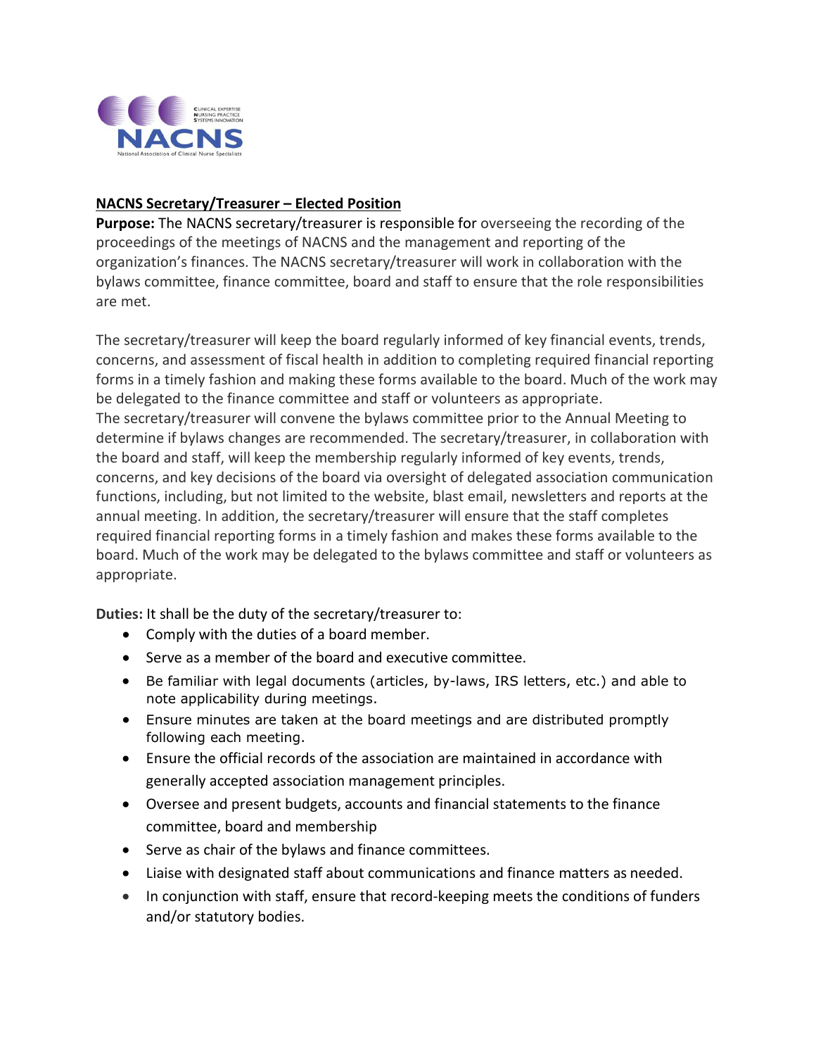**NACNS Secretary/Treasurer – Elected Position**

**Purpose:** The NACNS secretary/treasurer is responsible for overseeing the recording of the proceedings of the meetings of NACNS and the management and reporting of the organization's finances. The NACNS secretary/treasurer will work in collaboration with the bylaws committee, finance committee, board and staff to ensure that the role responsibilities are met.

The secretary/treasurer will keep the board regularly informed of key financial events, trends, concerns, and assessment of fiscal health in addition to completing required financial reporting forms in a timely fashion and making these forms available to the board. Much of the work may be delegated to the finance committee and staff or volunteers as appropriate.
The secretary/treasurer will convene the bylaws committee prior to the Annual Meeting to determine if bylaws changes are recommended. The secretary/treasurer, in collaboration with the board and staff, will keep the membership regularly informed of key events, trends, concerns, and key decisions of the board via oversight of delegated association communication functions, including, but not limited to the website, blast email, newsletters and reports at the annual meeting. In addition, the secretary/treasurer will ensure that the staff completes required financial reporting forms in a timely fashion and makes these forms available to the board. Much of the work may be delegated to the bylaws committee and staff or volunteers as appropriate.

**Duties:** It shall be the duty of the secretary/treasurer to:

- Comply with the duties of a board member.
- Serve as a member of the board and executive committee.
- Be familiar with legal documents (articles, by-laws, IRS letters, etc.) and able to note applicability during meetings.
- Ensure minutes are taken at the board meetings and are distributed promptly following each meeting.
- Ensure the official records of the association are maintained in accordance with generally accepted association management principles.
- Oversee and present budgets, accounts and financial statements to the finance committee, board and membership
- Serve as chair of the bylaws and finance committees.
- Liaise with designated staff about communications and finance matters as needed.
- In conjunction with staff, ensure that record-keeping meets the conditions of funders and/or statutory bodies.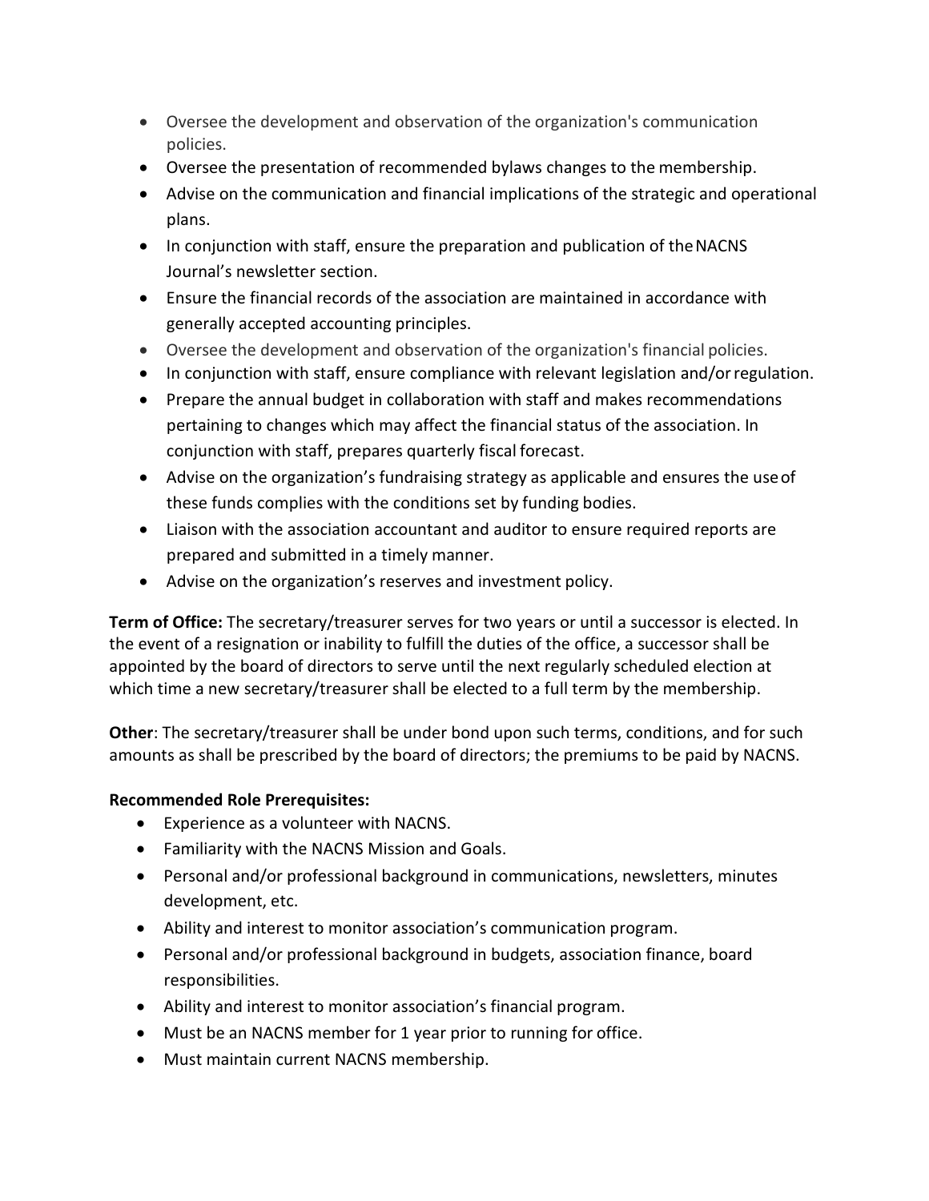- Oversee the development and observation of the organization's communication policies.
- Oversee the presentation of recommended bylaws changes to the membership.
- Advise on the communication and financial implications of the strategic and operational plans.
- In conjunction with staff, ensure the preparation and publication of the NACNS Journal's newsletter section.
- Ensure the financial records of the association are maintained in accordance with generally accepted accounting principles.
- Oversee the development and observation of the organization's financial policies.
- In conjunction with staff, ensure compliance with relevant legislation and/or regulation.
- Prepare the annual budget in collaboration with staff and makes recommendations pertaining to changes which may affect the financial status of the association. In conjunction with staff, prepares quarterly fiscal forecast.
- Advise on the organization's fundraising strategy as applicable and ensures the use of these funds complies with the conditions set by funding bodies.
- Liaison with the association accountant and auditor to ensure required reports are prepared and submitted in a timely manner.
- Advise on the organization's reserves and investment policy.

**Term of Office:** The secretary/treasurer serves for two years or until a successor is elected. In the event of a resignation or inability to fulfill the duties of the office, a successor shall be appointed by the board of directors to serve until the next regularly scheduled election at which time a new secretary/treasurer shall be elected to a full term by the membership.

**Other**: The secretary/treasurer shall be under bond upon such terms, conditions, and for such amounts as shall be prescribed by the board of directors; the premiums to be paid by NACNS.

**Recommended Role Prerequisites:**

- Experience as a volunteer with NACNS.
- Familiarity with the NACNS Mission and Goals.
- Personal and/or professional background in communications, newsletters, minutes development, etc.
- Ability and interest to monitor association's communication program.
- Personal and/or professional background in budgets, association finance, board responsibilities.
- Ability and interest to monitor association's financial program.
- Must be an NACNS member for 1 year prior to running for office.
- Must maintain current NACNS membership.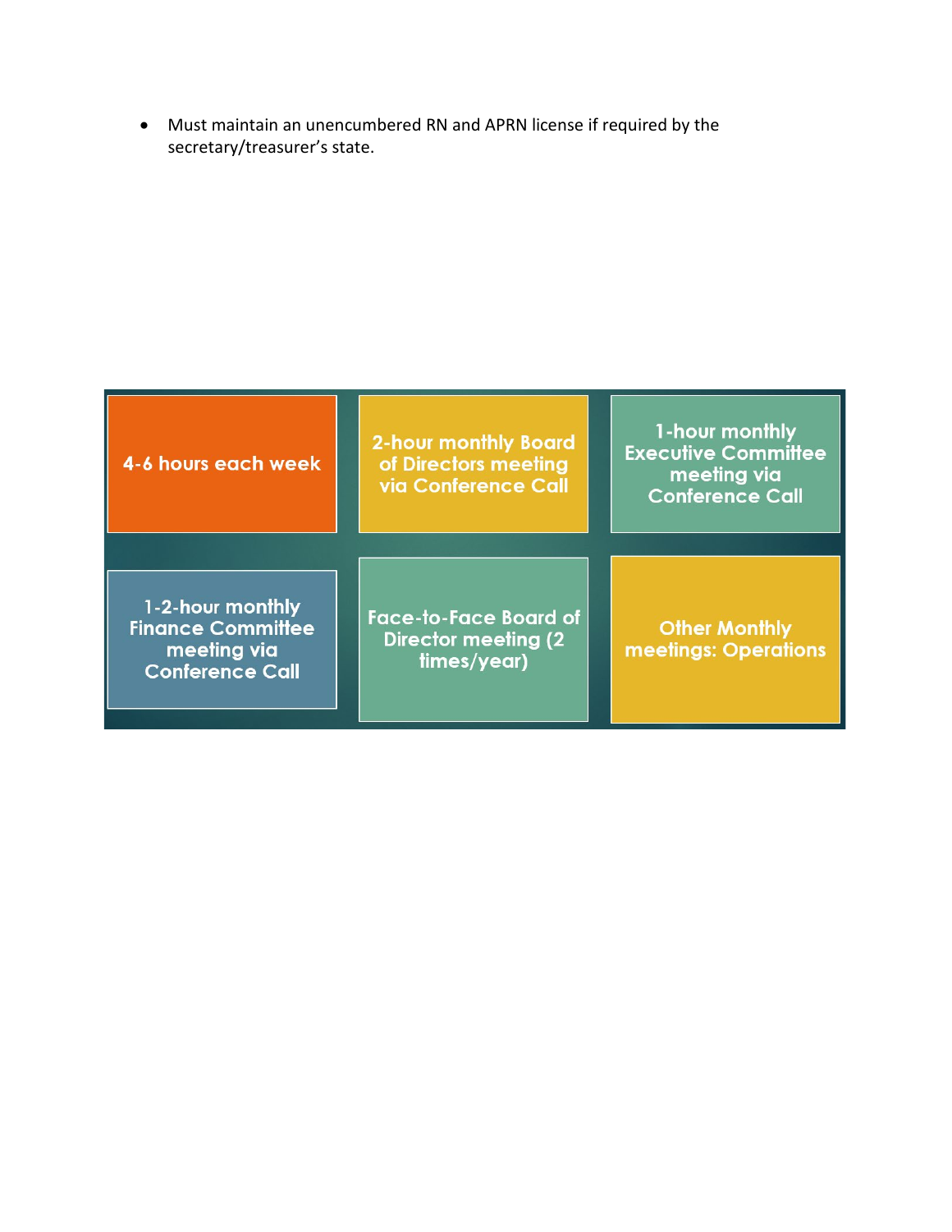- Must maintain an unencumbered RN and APRN license if required by the secretary/treasurer's state.

4-6 hours each week

2-hour monthly Board of Directors meeting via Conference Call

1-hour monthly Executive Committee meeting via Conference Call

1-2-hour monthly Finance Committee meeting via Conference Call

Face-to-Face Board of Director meeting (2 times/year)

Other Monthly meetings: Operations